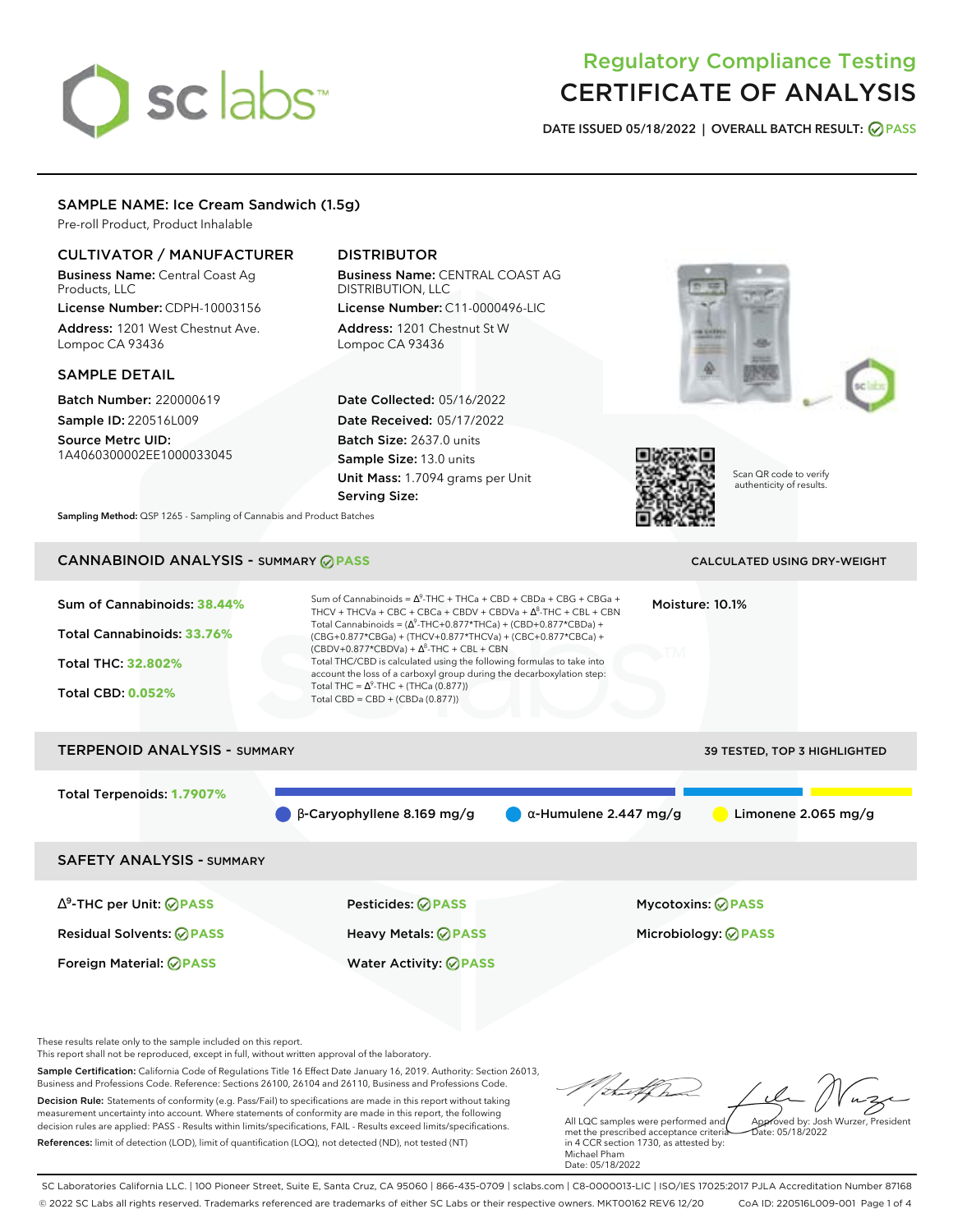# Regulatory Compliance Testing CERTIFICATE OF ANALYSIS

DATE ISSUED 05/18/2022 | OVERALL BATCH RESULT: PASS

## SAMPLE NAME: Ice Cream Sandwich (1.5g)

Pre-roll Product, Product Inhalable

### CULTIVATOR / MANUFACTURER

**Business Name:** Central Coast Ag Products, LLC

**License Number:** CDPH-10003156

**Address:** 1201 West Chestnut Ave. Lompoc CA 93436

### DISTRIBUTOR

**Business Name:** CENTRAL COAST AG DISTRIBUTION, LLC

**License Number:** C11-0000496-LIC

**Address:** 1201 Chestnut St W Lompoc CA 93436

### SAMPLE DETAIL

**Batch Number:** 220000619

**Sample ID:** 220516L009

**Source Metrc UID:** 1A4060300002EE1000033045

**Date Collected:** 05/16/2022

**Date Received:** 05/17/2022

**Batch Size:** 2637.0 units

**Sample Size:** 13.0 units

**Unit Mass:** 1.7094 grams per Unit

**Serving Size:**

Scan QR code to verify authenticity of results.

**Sampling Method:** QSP 1265 - Sampling of Cannabis and Product Batches

## CANNABINOID ANALYSIS - SUMMARY PASS

CALCULATED USING DRY-WEIGHT

Sum of Cannabinoids: **38.44%**

Total Cannabinoids: **33.76%**

Total THC: **32.802%**

Total CBD: **0.052%**

Sum of Cannabinoids = $\Delta^9$-THC + THCa + CBD + CBDa + CBG + CBGa + THCV + THCVa + CBC + CBCa + CBDV + CBDVa + $\Delta^8$-THC + CBL + CBN

Total Cannabinoids = ($\Delta^9$-THC+0.877*THCa) + (CBD+0.877*CBDa) + (CBG+0.877*CBGa) + (THCV+0.877*THCVa) + (CBC+0.877*CBCa) + (CBDV+0.877*CBDVa) + $\Delta^8$-THC + CBL + CBN

Total THC/CBD is calculated using the following formulas to take into account the loss of a carboxyl group during the decarboxylation step:

Total THC = $\Delta^9$-THC + (THCa (0.877))

Total CBD = CBD + (CBDa (0.877))

Moisture: 10.1%

## TERPENOID ANALYSIS - SUMMARY

39 TESTED, TOP 3 HIGHLIGHTED

Total Terpenoids: **1.7907%**

β-Caryophyllene 8.169 mg/g

α-Humulene 2.447 mg/g

Limonene 2.065 mg/g

## SAFETY ANALYSIS - SUMMARY

| | | |
|---|---|---|
| $\Delta^9$-THC per Unit: PASS | Pesticides: PASS | Mycotoxins: PASS |
| Residual Solvents: PASS | Heavy Metals: PASS | Microbiology: PASS |
| Foreign Material: PASS | Water Activity: PASS | |

These results relate only to the sample included on this report.

This report shall not be reproduced, except in full, without written approval of the laboratory.

**Sample Certification:** California Code of Regulations Title 16 Effect Date January 16, 2019. Authority: Section 26013, Business and Professions Code. Reference: Sections 26100, 26104 and 26110, Business and Professions Code.

**Decision Rule:** Statements of conformity (e.g. Pass/Fail) to specifications are made in this report without taking measurement uncertainty into account. Where statements of conformity are made in this report, the following decision rules are applied: PASS - Results within limits/specifications, FAIL - Results exceed limits/specifications.

**References:** limit of detection (LOD), limit of quantification (LOQ), not detected (ND), not tested (NT)

All LQC samples were performed and met the prescribed acceptance criteria in 4 CCR section 1730, as attested by: Michael Pham Date: 05/18/2022

Approved by: Josh Wurzer, President Date: 05/18/2022

SC Laboratories California LLC. | 100 Pioneer Street, Suite E, Santa Cruz, CA 95060 | 866-435-0709 | sclabs.com | C8-0000013-LIC | ISO/IES 17025:2017 PJLA Accreditation Number 87168

© 2022 SC Labs all rights reserved. Trademarks referenced are trademarks of either SC Labs or their respective owners. MKT00162 REV6 12/20 CoA ID: 220516L009-001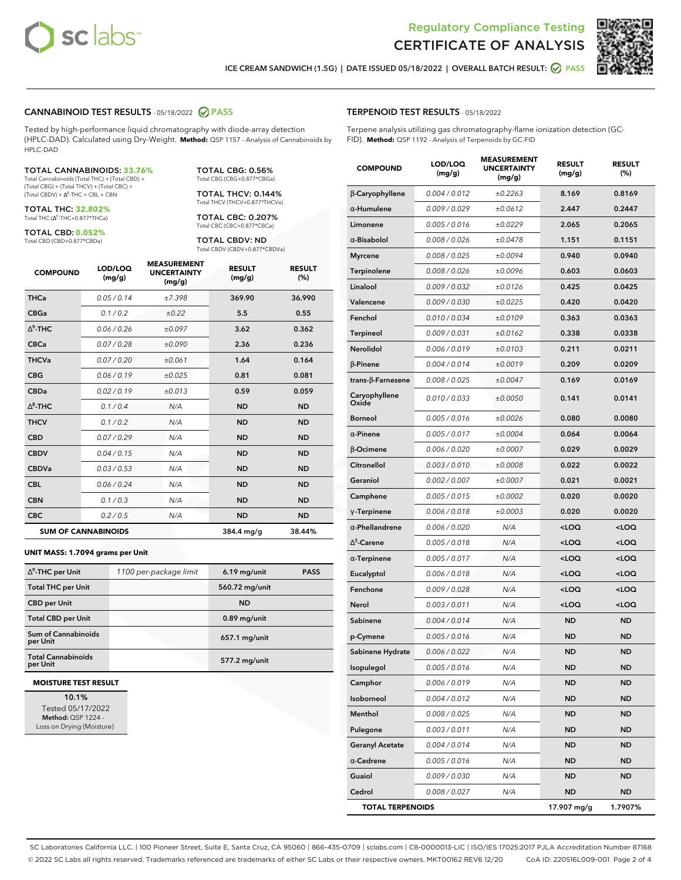# Regulatory Compliance Testing
# CERTIFICATE OF ANALYSIS

ICE CREAM SANDWICH (1.5G) | DATE ISSUED 05/18/2022 | OVERALL BATCH RESULT: PASS

## CANNABINOID TEST RESULTS - 05/18/2022 PASS

Tested by high-performance liquid chromatography with diode-array detection (HPLC-DAD). Calculated using Dry-Weight. **Method:** QSP 1157 - Analysis of Cannabinoids by HPLC-DAD

**TOTAL CANNABINOIDS: 33.76%**
Total Cannabinoids (Total THC) + (Total CBD) + (Total CBG) + (Total THCV) + (Total CBC) + (Total CBDV) + Δ⁸-THC + CBL + CBN

**TOTAL THC: 32.802%**
Total THC (Δ⁹-THC+0.877*THCa)

**TOTAL CBD: 0.052%**
Total CBD (CBD+0.877*CBDa)

**TOTAL CBG: 0.56%**
Total CBG (CBG+0.877*CBGa)

**TOTAL THCV: 0.144%**
Total THCV (THCV+0.877*THCVa)

**TOTAL CBC: 0.207%**
Total CBC (CBC+0.877*CBCa)

**TOTAL CBDV: ND**
Total CBDV (CBDV+0.877*CBDVa)

| COMPOUND | LOD/LOQ (mg/g) | MEASUREMENT UNCERTAINTY (mg/g) | RESULT (mg/g) | RESULT (%) |
|---|---|---|---|---|
| THCa | 0.05 / 0.14 | ±7.398 | 369.90 | 36.990 |
| CBGa | 0.1 / 0.2 | ±0.22 | 5.5 | 0.55 |
| Δ⁹-THC | 0.06 / 0.26 | ±0.097 | 3.62 | 0.362 |
| CBCa | 0.07 / 0.28 | ±0.090 | 2.36 | 0.236 |
| THCVa | 0.07 / 0.20 | ±0.061 | 1.64 | 0.164 |
| CBG | 0.06 / 0.19 | ±0.025 | 0.81 | 0.081 |
| CBDa | 0.02 / 0.19 | ±0.013 | 0.59 | 0.059 |
| Δ⁸-THC | 0.1 / 0.4 | N/A | ND | ND |
| THCV | 0.1 / 0.2 | N/A | ND | ND |
| CBD | 0.07 / 0.29 | N/A | ND | ND |
| CBDV | 0.04 / 0.15 | N/A | ND | ND |
| CBDVa | 0.03 / 0.53 | N/A | ND | ND |
| CBL | 0.06 / 0.24 | N/A | ND | ND |
| CBN | 0.1 / 0.3 | N/A | ND | ND |
| CBC | 0.2 / 0.5 | N/A | ND | ND |
| **SUM OF CANNABINOIDS** | | | **384.4 mg/g** | **38.44%** |

**UNIT MASS: 1.7094 grams per Unit**

| | | | |
|---|---|---|---|
| Δ⁹-THC per Unit | 1100 per-package limit | 6.19 mg/unit | PASS |
| Total THC per Unit | | 560.72 mg/unit | |
| CBD per Unit | | ND | |
| Total CBD per Unit | | 0.89 mg/unit | |
| Sum of Cannabinoids per Unit | | 657.1 mg/unit | |
| Total Cannabinoids per Unit | | 577.2 mg/unit | |

**MOISTURE TEST RESULT**

10.1%
Tested 05/17/2022
**Method:** QSP 1224 - Loss on Drying (Moisture)

## TERPENOID TEST RESULTS - 05/18/2022

Terpene analysis utilizing gas chromatography-flame ionization detection (GC-FID). **Method:** QSP 1192 - Analysis of Terpenoids by GC-FID

| COMPOUND | LOD/LOQ (mg/g) | MEASUREMENT UNCERTAINTY (mg/g) | RESULT (mg/g) | RESULT (%) |
|---|---|---|---|---|
| β-Caryophyllene | 0.004 / 0.012 | ±0.2263 | 8.169 | 0.8169 |
| α-Humulene | 0.009 / 0.029 | ±0.0612 | 2.447 | 0.2447 |
| Limonene | 0.005 / 0.016 | ±0.0229 | 2.065 | 0.2065 |
| α-Bisabolol | 0.008 / 0.026 | ±0.0478 | 1.151 | 0.1151 |
| Myrcene | 0.008 / 0.025 | ±0.0094 | 0.940 | 0.0940 |
| Terpinolene | 0.008 / 0.026 | ±0.0096 | 0.603 | 0.0603 |
| Linalool | 0.009 / 0.032 | ±0.0126 | 0.425 | 0.0425 |
| Valencene | 0.009 / 0.030 | ±0.0225 | 0.420 | 0.0420 |
| Fenchol | 0.010 / 0.034 | ±0.0109 | 0.363 | 0.0363 |
| Terpineol | 0.009 / 0.031 | ±0.0162 | 0.338 | 0.0338 |
| Nerolidol | 0.006 / 0.019 | ±0.0103 | 0.211 | 0.0211 |
| β-Pinene | 0.004 / 0.014 | ±0.0019 | 0.209 | 0.0209 |
| trans-β-Farnesene | 0.008 / 0.025 | ±0.0047 | 0.169 | 0.0169 |
| Caryophyllene Oxide | 0.010 / 0.033 | ±0.0050 | 0.141 | 0.0141 |
| Borneol | 0.005 / 0.016 | ±0.0026 | 0.080 | 0.0080 |
| α-Pinene | 0.005 / 0.017 | ±0.0004 | 0.064 | 0.0064 |
| β-Ocimene | 0.006 / 0.020 | ±0.0007 | 0.029 | 0.0029 |
| Citronellol | 0.003 / 0.010 | ±0.0008 | 0.022 | 0.0022 |
| Geraniol | 0.002 / 0.007 | ±0.0007 | 0.021 | 0.0021 |
| Camphene | 0.005 / 0.015 | ±0.0002 | 0.020 | 0.0020 |
| γ-Terpinene | 0.006 / 0.018 | ±0.0003 | 0.020 | 0.0020 |
| α-Phellandrene | 0.006 / 0.020 | N/A | <LOQ | <LOQ |
| Δ³-Carene | 0.005 / 0.018 | N/A | <LOQ | <LOQ |
| α-Terpinene | 0.005 / 0.017 | N/A | <LOQ | <LOQ |
| Eucalyptol | 0.006 / 0.018 | N/A | <LOQ | <LOQ |
| Fenchone | 0.009 / 0.028 | N/A | <LOQ | <LOQ |
| Nerol | 0.003 / 0.011 | N/A | <LOQ | <LOQ |
| Sabinene | 0.004 / 0.014 | N/A | ND | ND |
| p-Cymene | 0.005 / 0.016 | N/A | ND | ND |
| Sabinene Hydrate | 0.006 / 0.022 | N/A | ND | ND |
| Isopulegol | 0.005 / 0.016 | N/A | ND | ND |
| Camphor | 0.006 / 0.019 | N/A | ND | ND |
| Isoborneol | 0.004 / 0.012 | N/A | ND | ND |
| Menthol | 0.008 / 0.025 | N/A | ND | ND |
| Pulegone | 0.003 / 0.011 | N/A | ND | ND |
| Geranyl Acetate | 0.004 / 0.014 | N/A | ND | ND |
| α-Cedrene | 0.005 / 0.016 | N/A | ND | ND |
| Guaiol | 0.009 / 0.030 | N/A | ND | ND |
| Cedrol | 0.008 / 0.027 | N/A | ND | ND |
| **TOTAL TERPENOIDS** | | | **17.907 mg/g** | **1.7907%** |

SC Laboratories California LLC. | 100 Pioneer Street, Suite E, Santa Cruz, CA 95060 | 866-435-0709 | sclabs.com | C8-0000013-LIC | ISO/IES 17025:2017 PJLA Accreditation Number 87168
© 2022 SC Labs all rights reserved. Trademarks referenced are trademarks of either SC Labs or their respective owners. MKT00162 REV6 12/20 CoA ID: 220516L009-001